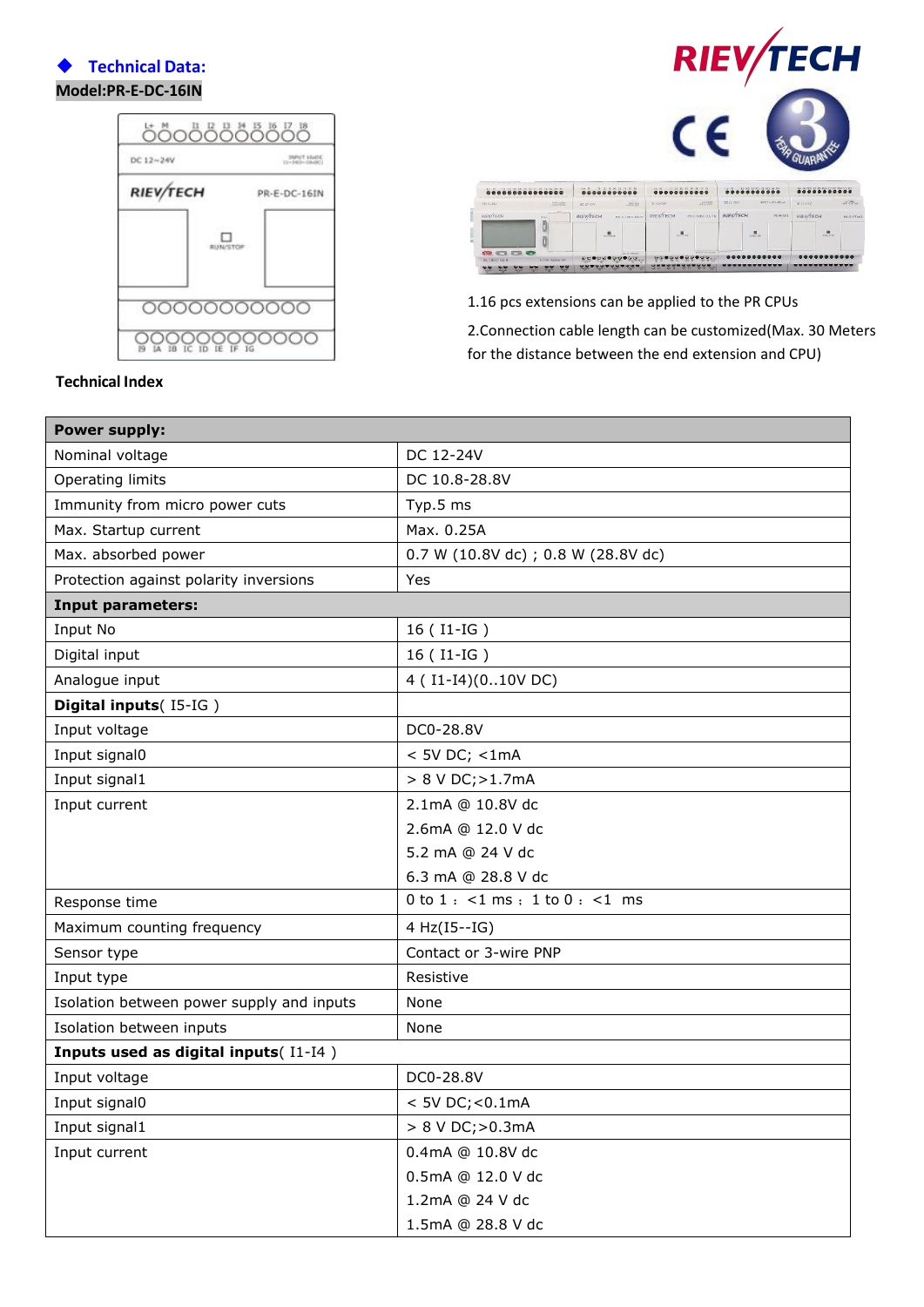## ◆ Technical Data:

**Model:PR-E-DC-16IN**

1.16 pcs extensions can be applied to the PR CPUs

2.Connection cable length can be customized(Max. 30 Meters for the distance between the end extension and CPU)

**Technical Index**

| **Power supply:** | |
|---|---|
| Nominal voltage | DC 12-24V |
| Operating limits | DC 10.8-28.8V |
| Immunity from micro power cuts | Typ.5 ms |
| Max. Startup current | Max. 0.25A |
| Max. absorbed power | 0.7 W (10.8V dc) ; 0.8 W (28.8V dc) |
| Protection against polarity inversions | Yes |
| **Input parameters:** | |
| Input No | 16 ( I1-IG ) |
| Digital input | 16 ( I1-IG ) |
| Analogue input | 4 ( I1-I4)(0..10V DC) |
| **Digital inputs**( I5-IG ) | |
| Input voltage | DC0-28.8V |
| Input signal0 | < 5V DC; <1mA |
| Input signal1 | > 8 V DC;>1.7mA |
| Input current | 2.1mA @ 10.8V dc<br>2.6mA @ 12.0 V dc<br>5.2 mA @ 24 V dc<br>6.3 mA @ 28.8 V dc |
| Response time | 0 to 1： <1 ms； 1 to 0： <1 ms |
| Maximum counting frequency | 4 Hz(I5--IG) |
| Sensor type | Contact or 3-wire PNP |
| Input type | Resistive |
| Isolation between power supply and inputs | None |
| Isolation between inputs | None |
| **Inputs used as digital inputs**( I1-I4 ) | |
| Input voltage | DC0-28.8V |
| Input signal0 | < 5V DC;<0.1mA |
| Input signal1 | > 8 V DC;>0.3mA |
| Input current | 0.4mA @ 10.8V dc<br>0.5mA @ 12.0 V dc<br>1.2mA @ 24 V dc<br>1.5mA @ 28.8 V dc |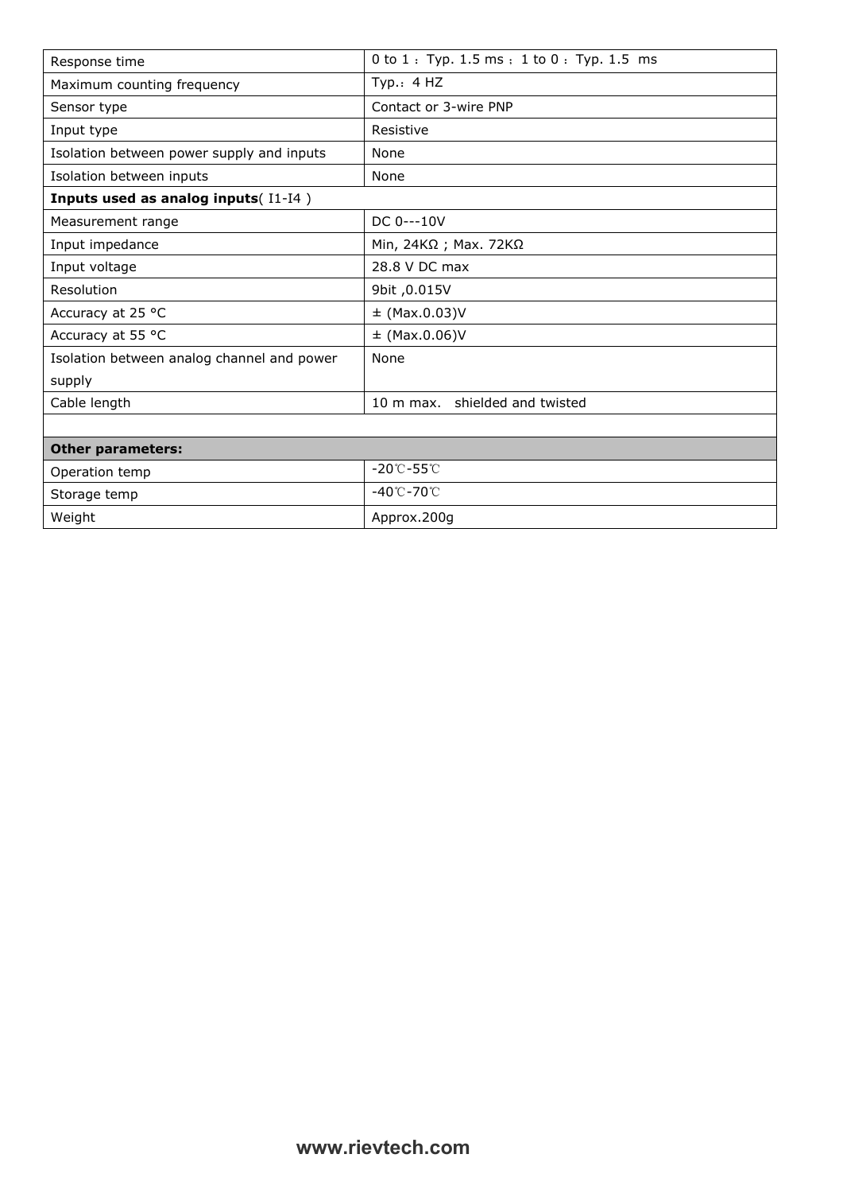| Response time | 0 to 1：Typ. 1.5 ms；1 to 0：Typ. 1.5 ms |
|---|---|
| Maximum counting frequency | Typ.：4 HZ |
| Sensor type | Contact or 3-wire PNP |
| Input type | Resistive |
| Isolation between power supply and inputs | None |
| Isolation between inputs | None |
| **Inputs used as analog inputs**( I1-I4 ) | |
| Measurement range | DC 0---10V |
| Input impedance | Min, 24KΩ ; Max. 72KΩ |
| Input voltage | 28.8 V DC max |
| Resolution | 9bit ,0.015V |
| Accuracy at 25 °C | ± (Max.0.03)V |
| Accuracy at 55 °C | ± (Max.0.06)V |
| Isolation between analog channel and power supply | None |
| Cable length | 10 m max. shielded and twisted |
| | |
| **Other parameters:** | |
| Operation temp | -20℃-55℃ |
| Storage temp | -40℃-70℃ |
| Weight | Approx.200g |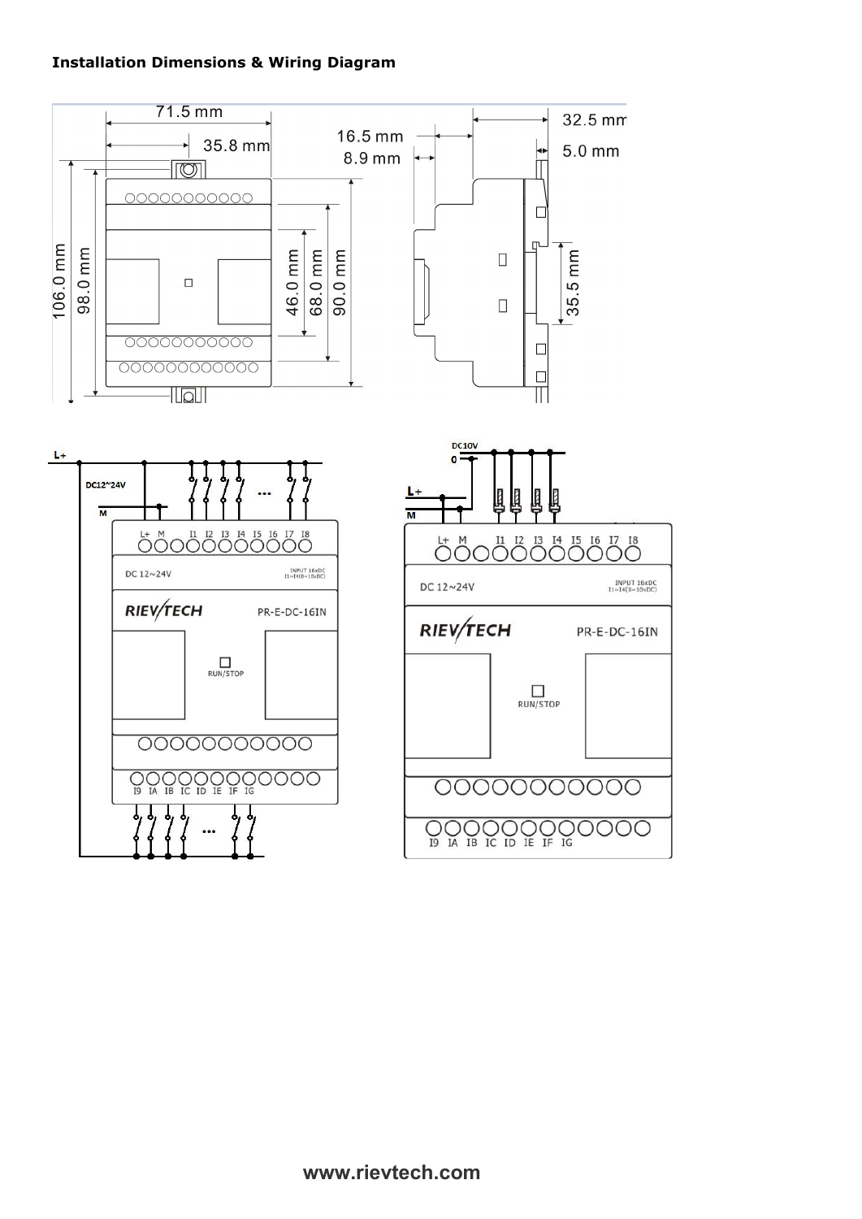**Installation Dimensions & Wiring Diagram**

71.5 mm
35.8 mm
16.5 mm
8.9 mm
32.5 mm
5.0 mm
106.0 mm
98.0 mm
46.0 mm
68.0 mm
90.0 mm
35.5 mm

L+
DC12~24V
M
L+ M I1 I2 I3 I4 I5 I6 I7 I8
DC 12~24V
INPUT 16xDC
I1~I4(0~10vDC)
RIEVTECH
PR-E-DC-16IN
RUN/STOP
I9 IA IB IC ID IE IF IG

DC10V
0
L+
M
L+ M I1 I2 I3 I4 I5 I6 I7 I8
DC 12~24V
INPUT 16xDC
I1~I4(0~10vDC)
RIEVTECH
PR-E-DC-16IN
RUN/STOP
I9 IA IB IC ID IE IF IG

www.rievtech.com